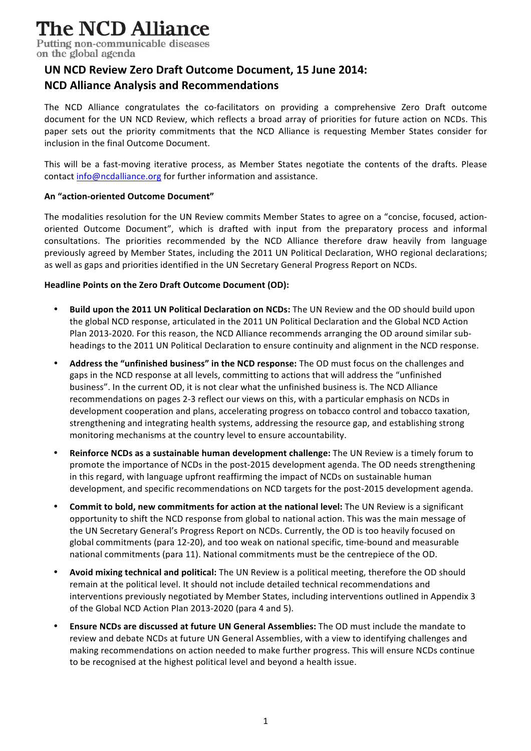# The NCD Alliance

Putting non-communicable diseases on the global agenda

## UN NCD Review Zero Draft Outcome Document, 15 June 2014: NCD Alliance Analysis and Recommendations

The NCD Alliance congratulates the co-facilitators on providing a comprehensive Zero Draft outcome document for the UN NCD Review, which reflects a broad array of priorities for future action on NCDs. This paper sets out the priority commitments that the NCD Alliance is requesting Member States consider for inclusion in the final Outcome Document.

This will be a fast-moving iterative process, as Member States negotiate the contents of the drafts. Please contact info@ncdalliance.org for further information and assistance.

**An "action-oriented Outcome Document"**

The modalities resolution for the UN Review commits Member States to agree on a "concise, focused, action-oriented Outcome Document", which is drafted with input from the preparatory process and informal consultations. The priorities recommended by the NCD Alliance therefore draw heavily from language previously agreed by Member States, including the 2011 UN Political Declaration, WHO regional declarations; as well as gaps and priorities identified in the UN Secretary General Progress Report on NCDs.

**Headline Points on the Zero Draft Outcome Document (OD):**

- **Build upon the 2011 UN Political Declaration on NCDs:** The UN Review and the OD should build upon the global NCD response, articulated in the 2011 UN Political Declaration and the Global NCD Action Plan 2013-2020. For this reason, the NCD Alliance recommends arranging the OD around similar sub-headings to the 2011 UN Political Declaration to ensure continuity and alignment in the NCD response.
- **Address the "unfinished business" in the NCD response:** The OD must focus on the challenges and gaps in the NCD response at all levels, committing to actions that will address the "unfinished business". In the current OD, it is not clear what the unfinished business is. The NCD Alliance recommendations on pages 2-3 reflect our views on this, with a particular emphasis on NCDs in development cooperation and plans, accelerating progress on tobacco control and tobacco taxation, strengthening and integrating health systems, addressing the resource gap, and establishing strong monitoring mechanisms at the country level to ensure accountability.
- **Reinforce NCDs as a sustainable human development challenge:** The UN Review is a timely forum to promote the importance of NCDs in the post-2015 development agenda. The OD needs strengthening in this regard, with language upfront reaffirming the impact of NCDs on sustainable human development, and specific recommendations on NCD targets for the post-2015 development agenda.
- **Commit to bold, new commitments for action at the national level:** The UN Review is a significant opportunity to shift the NCD response from global to national action. This was the main message of the UN Secretary General's Progress Report on NCDs. Currently, the OD is too heavily focused on global commitments (para 12-20), and too weak on national specific, time-bound and measurable national commitments (para 11). National commitments must be the centrepiece of the OD.
- **Avoid mixing technical and political:** The UN Review is a political meeting, therefore the OD should remain at the political level. It should not include detailed technical recommendations and interventions previously negotiated by Member States, including interventions outlined in Appendix 3 of the Global NCD Action Plan 2013-2020 (para 4 and 5).
- **Ensure NCDs are discussed at future UN General Assemblies:** The OD must include the mandate to review and debate NCDs at future UN General Assemblies, with a view to identifying challenges and making recommendations on action needed to make further progress. This will ensure NCDs continue to be recognised at the highest political level and beyond a health issue.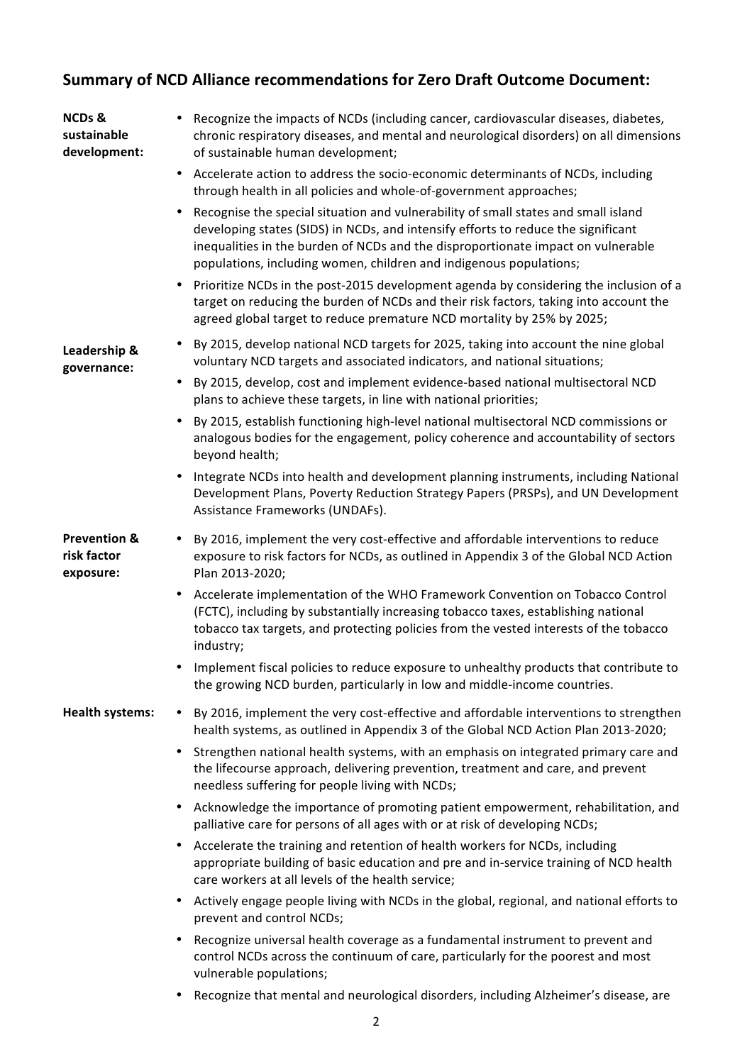## Summary of NCD Alliance recommendations for Zero Draft Outcome Document:

**NCDs & sustainable development:**

- Recognize the impacts of NCDs (including cancer, cardiovascular diseases, diabetes, chronic respiratory diseases, and mental and neurological disorders) on all dimensions of sustainable human development;
- Accelerate action to address the socio-economic determinants of NCDs, including through health in all policies and whole-of-government approaches;
- Recognise the special situation and vulnerability of small states and small island developing states (SIDS) in NCDs, and intensify efforts to reduce the significant inequalities in the burden of NCDs and the disproportionate impact on vulnerable populations, including women, children and indigenous populations;
- Prioritize NCDs in the post-2015 development agenda by considering the inclusion of a target on reducing the burden of NCDs and their risk factors, taking into account the agreed global target to reduce premature NCD mortality by 25% by 2025;

**Leadership & governance:**

- By 2015, develop national NCD targets for 2025, taking into account the nine global voluntary NCD targets and associated indicators, and national situations;
- By 2015, develop, cost and implement evidence-based national multisectoral NCD plans to achieve these targets, in line with national priorities;
- By 2015, establish functioning high-level national multisectoral NCD commissions or analogous bodies for the engagement, policy coherence and accountability of sectors beyond health;
- Integrate NCDs into health and development planning instruments, including National Development Plans, Poverty Reduction Strategy Papers (PRSPs), and UN Development Assistance Frameworks (UNDAFs).

**Prevention & risk factor exposure:**

- By 2016, implement the very cost-effective and affordable interventions to reduce exposure to risk factors for NCDs, as outlined in Appendix 3 of the Global NCD Action Plan 2013-2020;
- Accelerate implementation of the WHO Framework Convention on Tobacco Control (FCTC), including by substantially increasing tobacco taxes, establishing national tobacco tax targets, and protecting policies from the vested interests of the tobacco industry;
- Implement fiscal policies to reduce exposure to unhealthy products that contribute to the growing NCD burden, particularly in low and middle-income countries.

**Health systems:**

- By 2016, implement the very cost-effective and affordable interventions to strengthen health systems, as outlined in Appendix 3 of the Global NCD Action Plan 2013-2020;
- Strengthen national health systems, with an emphasis on integrated primary care and the lifecourse approach, delivering prevention, treatment and care, and prevent needless suffering for people living with NCDs;
- Acknowledge the importance of promoting patient empowerment, rehabilitation, and palliative care for persons of all ages with or at risk of developing NCDs;
- Accelerate the training and retention of health workers for NCDs, including appropriate building of basic education and pre and in-service training of NCD health care workers at all levels of the health service;
- Actively engage people living with NCDs in the global, regional, and national efforts to prevent and control NCDs;
- Recognize universal health coverage as a fundamental instrument to prevent and control NCDs across the continuum of care, particularly for the poorest and most vulnerable populations;
- Recognize that mental and neurological disorders, including Alzheimer's disease, are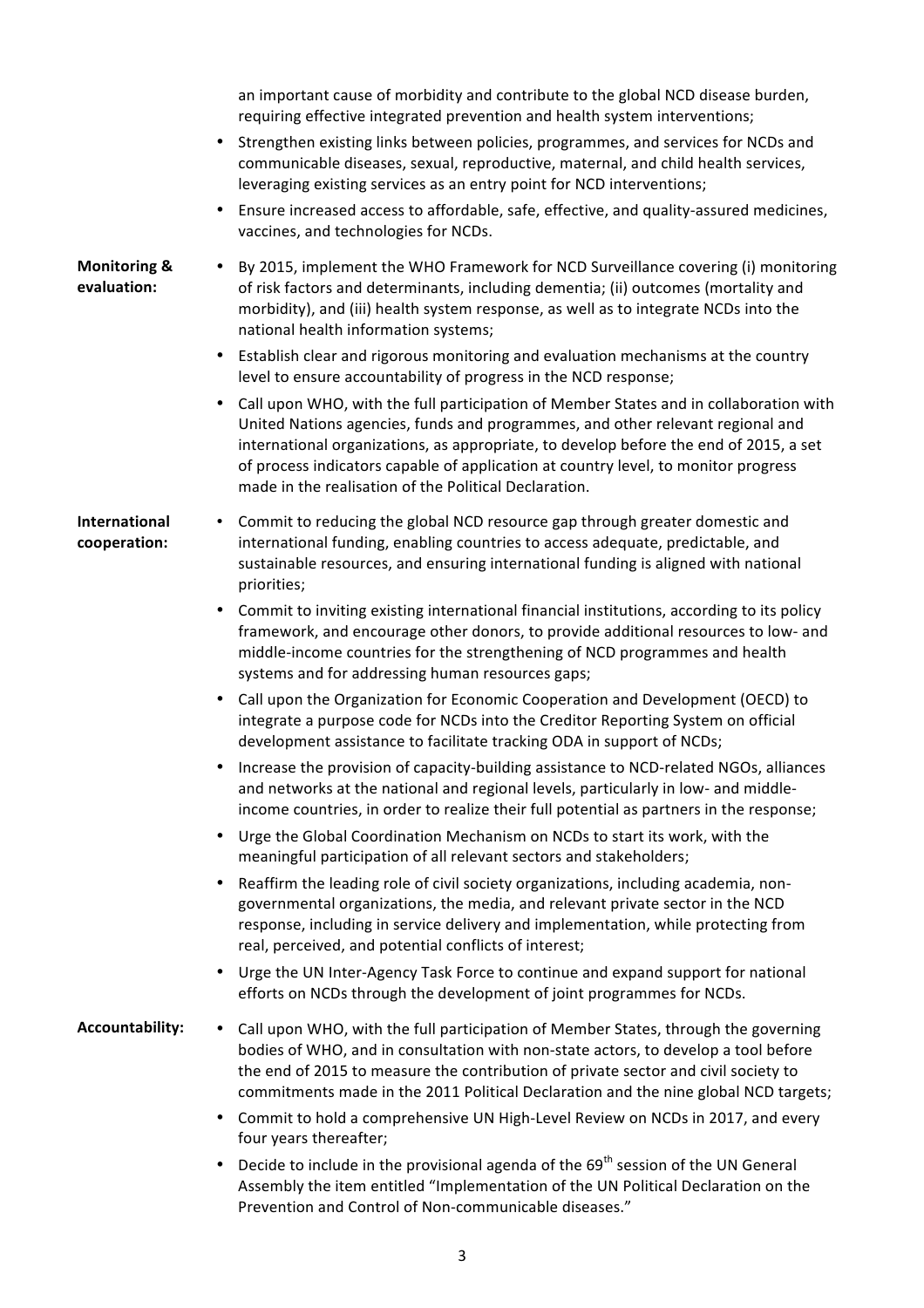an important cause of morbidity and contribute to the global NCD disease burden, requiring effective integrated prevention and health system interventions;

- Strengthen existing links between policies, programmes, and services for NCDs and communicable diseases, sexual, reproductive, maternal, and child health services, leveraging existing services as an entry point for NCD interventions;
- Ensure increased access to affordable, safe, effective, and quality-assured medicines, vaccines, and technologies for NCDs.

**Monitoring & evaluation:**

- By 2015, implement the WHO Framework for NCD Surveillance covering (i) monitoring of risk factors and determinants, including dementia; (ii) outcomes (mortality and morbidity), and (iii) health system response, as well as to integrate NCDs into the national health information systems;
- Establish clear and rigorous monitoring and evaluation mechanisms at the country level to ensure accountability of progress in the NCD response;
- Call upon WHO, with the full participation of Member States and in collaboration with United Nations agencies, funds and programmes, and other relevant regional and international organizations, as appropriate, to develop before the end of 2015, a set of process indicators capable of application at country level, to monitor progress made in the realisation of the Political Declaration.

**International cooperation:**

- Commit to reducing the global NCD resource gap through greater domestic and international funding, enabling countries to access adequate, predictable, and sustainable resources, and ensuring international funding is aligned with national priorities;
- Commit to inviting existing international financial institutions, according to its policy framework, and encourage other donors, to provide additional resources to low- and middle-income countries for the strengthening of NCD programmes and health systems and for addressing human resources gaps;
- Call upon the Organization for Economic Cooperation and Development (OECD) to integrate a purpose code for NCDs into the Creditor Reporting System on official development assistance to facilitate tracking ODA in support of NCDs;
- Increase the provision of capacity-building assistance to NCD-related NGOs, alliances and networks at the national and regional levels, particularly in low- and middle-income countries, in order to realize their full potential as partners in the response;
- Urge the Global Coordination Mechanism on NCDs to start its work, with the meaningful participation of all relevant sectors and stakeholders;
- Reaffirm the leading role of civil society organizations, including academia, non-governmental organizations, the media, and relevant private sector in the NCD response, including in service delivery and implementation, while protecting from real, perceived, and potential conflicts of interest;
- Urge the UN Inter-Agency Task Force to continue and expand support for national efforts on NCDs through the development of joint programmes for NCDs.

**Accountability:**

- Call upon WHO, with the full participation of Member States, through the governing bodies of WHO, and in consultation with non-state actors, to develop a tool before the end of 2015 to measure the contribution of private sector and civil society to commitments made in the 2011 Political Declaration and the nine global NCD targets;
- Commit to hold a comprehensive UN High-Level Review on NCDs in 2017, and every four years thereafter;
- Decide to include in the provisional agenda of the 69th session of the UN General Assembly the item entitled "Implementation of the UN Political Declaration on the Prevention and Control of Non-communicable diseases."